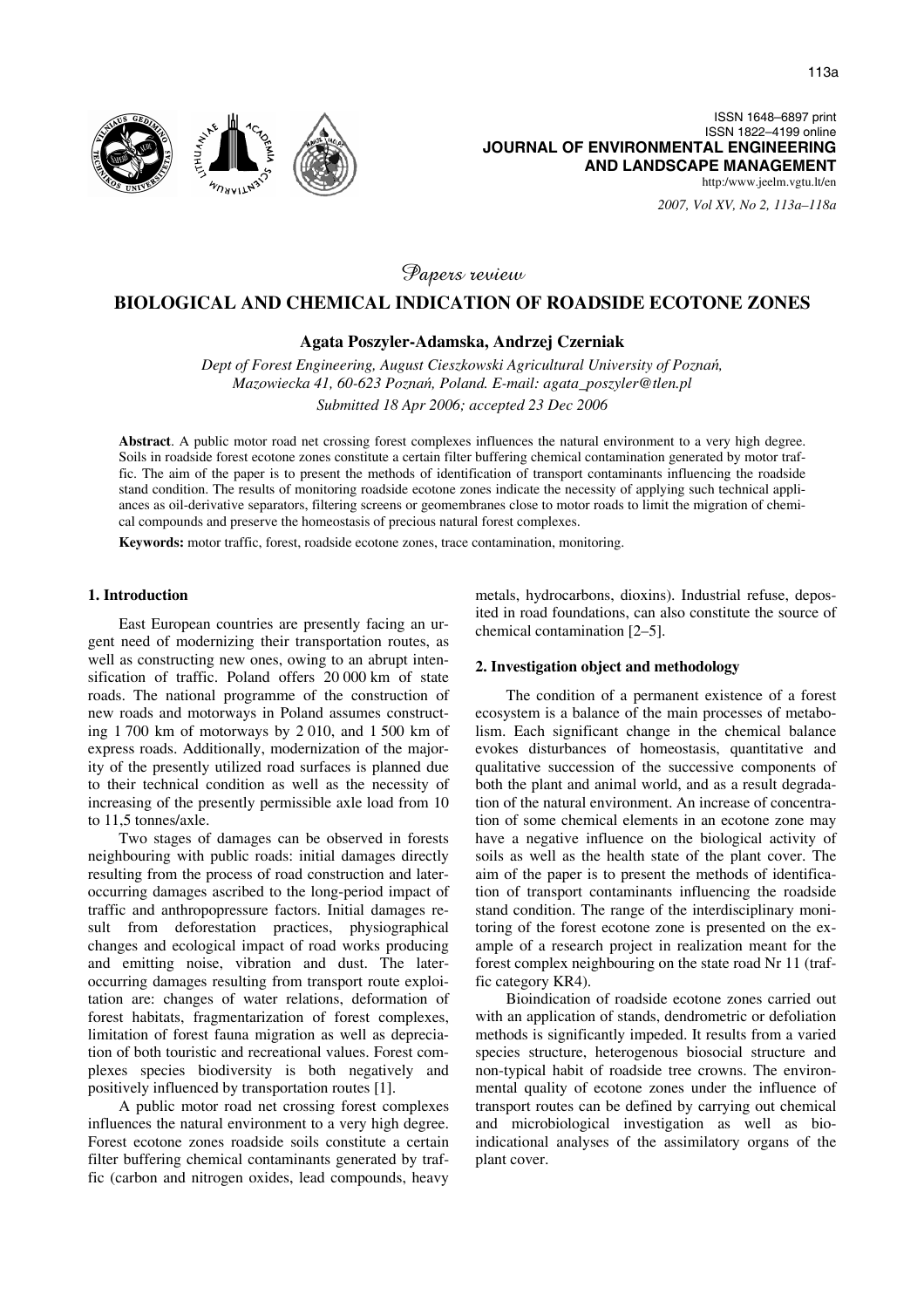ISSN 1648–6897 print
ISSN 1822–4199 online
**JOURNAL OF ENVIRONMENTAL ENGINEERING AND LANDSCAPE MANAGEMENT**
http:/www.jeelm.vgtu.lt/en

*Papers review*

# BIOLOGICAL AND CHEMICAL INDICATION OF ROADSIDE ECOTONE ZONES

**Agata Poszyler-Adamska, Andrzej Czerniak**

*Dept of Forest Engineering, August Cieszkowski Agricultural University of Poznań, Mazowiecka 41, 60-623 Poznań, Poland. E-mail: agata_poszyler@tlen.pl*

*Submitted 18 Apr 2006; accepted 23 Dec 2006*

**Abstract**. A public motor road net crossing forest complexes influences the natural environment to a very high degree. Soils in roadside forest ecotone zones constitute a certain filter buffering chemical contamination generated by motor traffic. The aim of the paper is to present the methods of identification of transport contaminants influencing the roadside stand condition. The results of monitoring roadside ecotone zones indicate the necessity of applying such technical appliances as oil-derivative separators, filtering screens or geomembranes close to motor roads to limit the migration of chemical compounds and preserve the homeostasis of precious natural forest complexes.

**Keywords:** motor traffic, forest, roadside ecotone zones, trace contamination, monitoring.

## 1. Introduction

East European countries are presently facing an urgent need of modernizing their transportation routes, as well as constructing new ones, owing to an abrupt intensification of traffic. Poland offers 20 000 km of state roads. The national programme of the construction of new roads and motorways in Poland assumes constructing 1 700 km of motorways by 2 010, and 1 500 km of express roads. Additionally, modernization of the majority of the presently utilized road surfaces is planned due to their technical condition as well as the necessity of increasing of the presently permissible axle load from 10 to 11,5 tonnes/axle.

Two stages of damages can be observed in forests neighbouring with public roads: initial damages directly resulting from the process of road construction and later-occurring damages ascribed to the long-period impact of traffic and anthropopressure factors. Initial damages result from deforestation practices, physiographical changes and ecological impact of road works producing and emitting noise, vibration and dust. The later-occurring damages resulting from transport route exploitation are: changes of water relations, deformation of forest habitats, fragmentarization of forest complexes, limitation of forest fauna migration as well as depreciation of both touristic and recreational values. Forest complexes species biodiversity is both negatively and positively influenced by transportation routes [1].

A public motor road net crossing forest complexes influences the natural environment to a very high degree. Forest ecotone zones roadside soils constitute a certain filter buffering chemical contaminants generated by traffic (carbon and nitrogen oxides, lead compounds, heavy metals, hydrocarbons, dioxins). Industrial refuse, deposited in road foundations, can also constitute the source of chemical contamination [2–5].

## 2. Investigation object and methodology

The condition of a permanent existence of a forest ecosystem is a balance of the main processes of metabolism. Each significant change in the chemical balance evokes disturbances of homeostasis, quantitative and qualitative succession of the successive components of both the plant and animal world, and as a result degradation of the natural environment. An increase of concentration of some chemical elements in an ecotone zone may have a negative influence on the biological activity of soils as well as the health state of the plant cover. The aim of the paper is to present the methods of identification of transport contaminants influencing the roadside stand condition. The range of the interdisciplinary monitoring of the forest ecotone zone is presented on the example of a research project in realization meant for the forest complex neighbouring on the state road Nr 11 (traffic category KR4).

Bioindication of roadside ecotone zones carried out with an application of stands, dendrometric or defoliation methods is significantly impeded. It results from a varied species structure, heterogenous biosocial structure and non-typical habit of roadside tree crowns. The environmental quality of ecotone zones under the influence of transport routes can be defined by carrying out chemical and microbiological investigation as well as bioindicational analyses of the assimilatory organs of the plant cover.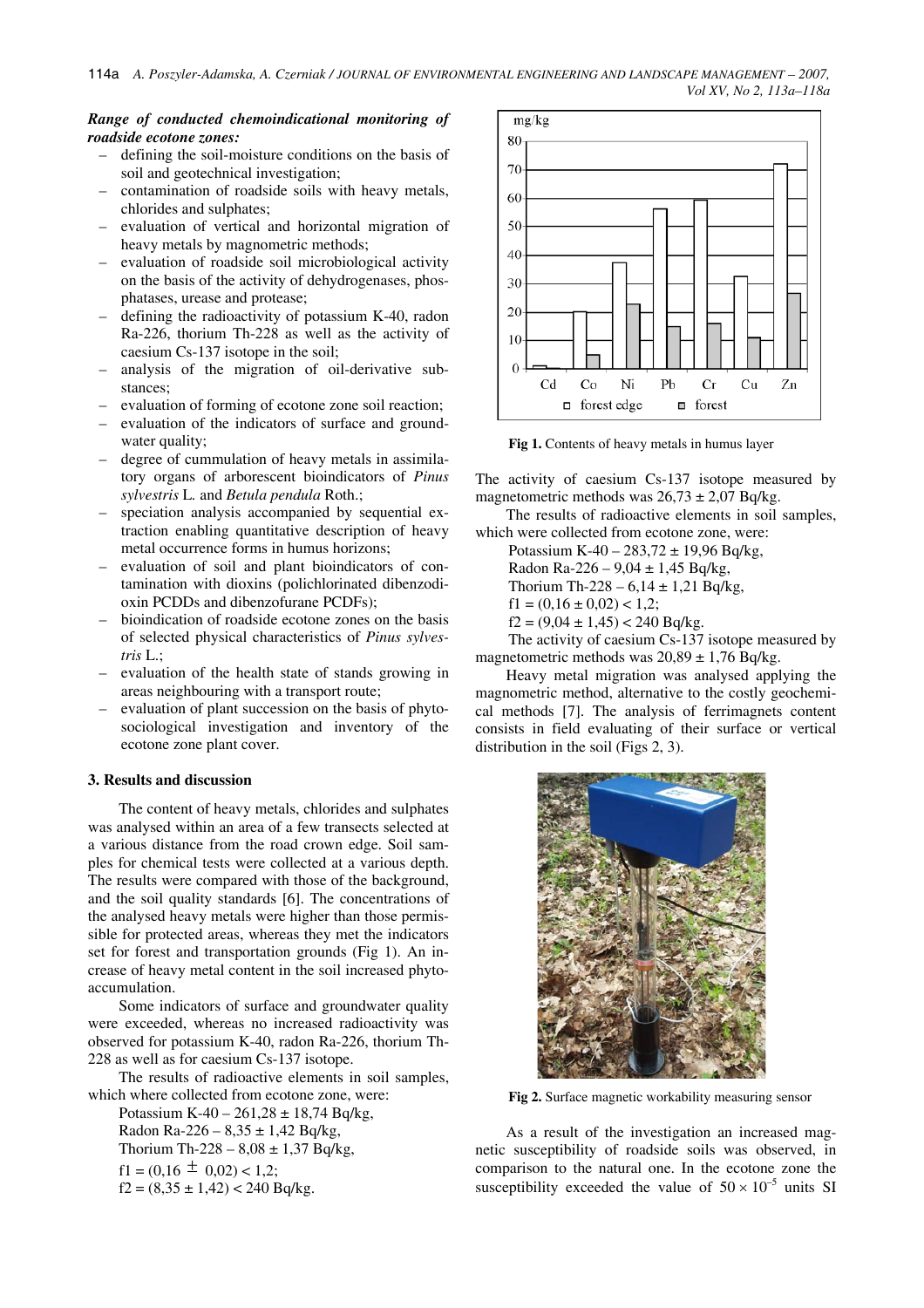***Range of conducted chemoindicational monitoring of roadside ecotone zones:***

- defining the soil-moisture conditions on the basis of soil and geotechnical investigation;
- contamination of roadside soils with heavy metals, chlorides and sulphates;
- evaluation of vertical and horizontal migration of heavy metals by magnometric methods;
- evaluation of roadside soil microbiological activity on the basis of the activity of dehydrogenases, phosphatases, urease and protease;
- defining the radioactivity of potassium K-40, radon Ra-226, thorium Th-228 as well as the activity of caesium Cs-137 isotope in the soil;
- analysis of the migration of oil-derivative substances;
- evaluation of forming of ecotone zone soil reaction;
- evaluation of the indicators of surface and groundwater quality;
- degree of cummulation of heavy metals in assimilatory organs of arborescent bioindicators of *Pinus sylvestris* L. and *Betula pendula* Roth.;
- speciation analysis accompanied by sequential extraction enabling quantitative description of heavy metal occurrence forms in humus horizons;
- evaluation of soil and plant bioindicators of contamination with dioxins (polichlorinated dibenzodioxin PCDDs and dibenzofurane PCDFs);
- bioindication of roadside ecotone zones on the basis of selected physical characteristics of *Pinus sylvestris* L.;
- evaluation of the health state of stands growing in areas neighbouring with a transport route;
- evaluation of plant succession on the basis of phytosociological investigation and inventory of the ecotone zone plant cover.

## 3. Results and discussion

The content of heavy metals, chlorides and sulphates was analysed within an area of a few transects selected at a various distance from the road crown edge. Soil samples for chemical tests were collected at a various depth. The results were compared with those of the background, and the soil quality standards [6]. The concentrations of the analysed heavy metals were higher than those permissible for protected areas, whereas they met the indicators set for forest and transportation grounds (Fig 1). An increase of heavy metal content in the soil increased phytoaccumulation.

Some indicators of surface and groundwater quality were exceeded, whereas no increased radioactivity was observed for potassium K-40, radon Ra-226, thorium Th-228 as well as for caesium Cs-137 isotope.

The results of radioactive elements in soil samples, which where collected from ecotone zone, were:

Potassium K-40 – 261,28 ± 18,74 Bq/kg,
Radon Ra-226 – 8,35 ± 1,42 Bq/kg,
Thorium Th-228 – 8,08 ± 1,37 Bq/kg,
f1 = (0,16 ± 0,02) < 1,2;
f2 = (8,35 ± 1,42) < 240 Bq/kg.

**Fig 1.** Contents of heavy metals in humus layer

The activity of caesium Cs-137 isotope measured by magnetometric methods was 26,73 ± 2,07 Bq/kg.

The results of radioactive elements in soil samples, which were collected from ecotone zone, were:

Potassium K-40 – 283,72 ± 19,96 Bq/kg,
Radon Ra-226 – 9,04 ± 1,45 Bq/kg,
Thorium Th-228 – 6,14 ± 1,21 Bq/kg,
f1 = (0,16 ± 0,02) < 1,2;
f2 = (9,04 ± 1,45) < 240 Bq/kg.

The activity of caesium Cs-137 isotope measured by magnetometric methods was 20,89 ± 1,76 Bq/kg.

Heavy metal migration was analysed applying the magnometric method, alternative to the costly geochemical methods [7]. The analysis of ferrimagnets content consists in field evaluating of their surface or vertical distribution in the soil (Figs 2, 3).

**Fig 2.** Surface magnetic workability measuring sensor

As a result of the investigation an increased magnetic susceptibility of roadside soils was observed, in comparison to the natural one. In the ecotone zone the susceptibility exceeded the value of $50 \times 10^{-5}$ units SI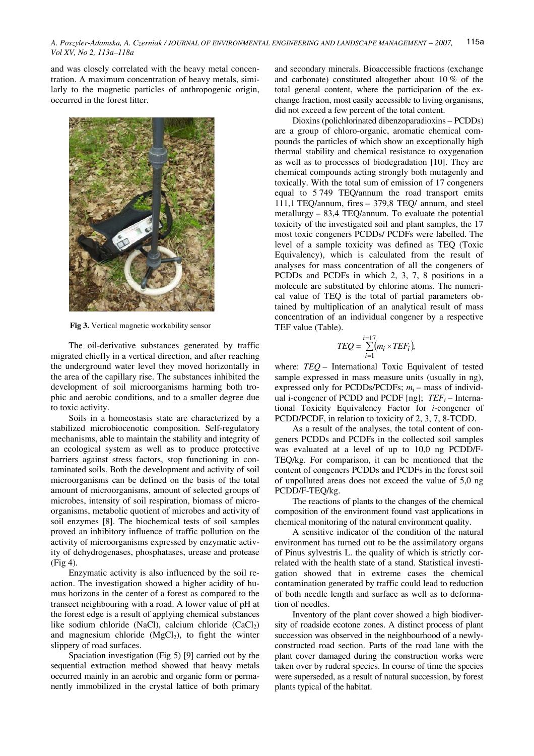and was closely correlated with the heavy metal concentration. A maximum concentration of heavy metals, similarly to the magnetic particles of anthropogenic origin, occurred in the forest litter.

**Fig 3.** Vertical magnetic workability sensor

The oil-derivative substances generated by traffic migrated chiefly in a vertical direction, and after reaching the underground water level they moved horizontally in the area of the capillary rise. The substances inhibited the development of soil microorganisms harming both trophic and aerobic conditions, and to a smaller degree due to toxic activity.

Soils in a homeostasis state are characterized by a stabilized microbiocenotic composition. Self-regulatory mechanisms, able to maintain the stability and integrity of an ecological system as well as to produce protective barriers against stress factors, stop functioning in contaminated soils. Both the development and activity of soil microorganisms can be defined on the basis of the total amount of microorganisms, amount of selected groups of microbes, intensity of soil respiration, biomass of microorganisms, metabolic quotient of microbes and activity of soil enzymes [8]. The biochemical tests of soil samples proved an inhibitory influence of traffic pollution on the activity of microorganisms expressed by enzymatic activity of dehydrogenases, phosphatases, urease and protease (Fig 4).

Enzymatic activity is also influenced by the soil reaction. The investigation showed a higher acidity of humus horizons in the center of a forest as compared to the transect neighbouring with a road. A lower value of pH at the forest edge is a result of applying chemical substances like sodium chloride (NaCl), calcium chloride ($CaCl_2$) and magnesium chloride ($MgCl_2$), to fight the winter slippery of road surfaces.

Spaciation investigation (Fig 5) [9] carried out by the sequential extraction method showed that heavy metals occurred mainly in an aerobic and organic form or permanently immobilized in the crystal lattice of both primary and secondary minerals. Bioaccessible fractions (exchange and carbonate) constituted altogether about 10 % of the total general content, where the participation of the exchange fraction, most easily accessible to living organisms, did not exceed a few percent of the total content.

Dioxins (polichlorinated dibenzoparadioxins – PCDDs) are a group of chloro-organic, aromatic chemical compounds the particles of which show an exceptionally high thermal stability and chemical resistance to oxygenation as well as to processes of biodegradation [10]. They are chemical compounds acting strongly both mutagenly and toxically. With the total sum of emission of 17 congeners equal to 5 749 TEQ/annum the road transport emits 111,1 TEQ/annum, fires – 379,8 TEQ/ annum, and steel metallurgy – 83,4 TEQ/annum. To evaluate the potential toxicity of the investigated soil and plant samples, the 17 most toxic congeners PCDDs/ PCDFs were labelled. The level of a sample toxicity was defined as TEQ (Toxic Equivalency), which is calculated from the result of analyses for mass concentration of all the congeners of PCDDs and PCDFs in which 2, 3, 7, 8 positions in a molecule are substituted by chlorine atoms. The numerical value of TEQ is the total of partial parameters obtained by multiplication of an analytical result of mass concentration of an individual congener by a respective TEF value (Table).

$$TEQ = \sum_{i=1}^{i=17} (m_i \times TEF_i),$$

where: $TEQ$ – International Toxic Equivalent of tested sample expressed in mass measure units (usually in ng), expressed only for PCDDs/PCDFs; $m_i$ – mass of individual i-congener of PCDD and PCDF [ng]; $TEF_i$ – International Toxicity Equivalency Factor for $i$-congener of PCDD/PCDF, in relation to toxicity of 2, 3, 7, 8-TCDD.

As a result of the analyses, the total content of congeners PCDDs and PCDFs in the collected soil samples was evaluated at a level of up to 10,0 ng PCDD/F-TEQ/kg. For comparison, it can be mentioned that the content of congeners PCDDs and PCDFs in the forest soil of unpolluted areas does not exceed the value of 5,0 ng PCDD/F-TEQ/kg.

The reactions of plants to the changes of the chemical composition of the environment found vast applications in chemical monitoring of the natural environment quality.

A sensitive indicator of the condition of the natural environment has turned out to be the assimilatory organs of Pinus sylvestris L. the quality of which is strictly correlated with the health state of a stand. Statistical investigation showed that in extreme cases the chemical contamination generated by traffic could lead to reduction of both needle length and surface as well as to deformation of needles.

Inventory of the plant cover showed a high biodiversity of roadside ecotone zones. A distinct process of plant succession was observed in the neighbourhood of a newly-constructed road section. Parts of the road lane with the plant cover damaged during the construction works were taken over by ruderal species. In course of time the species were superseded, as a result of natural succession, by forest plants typical of the habitat.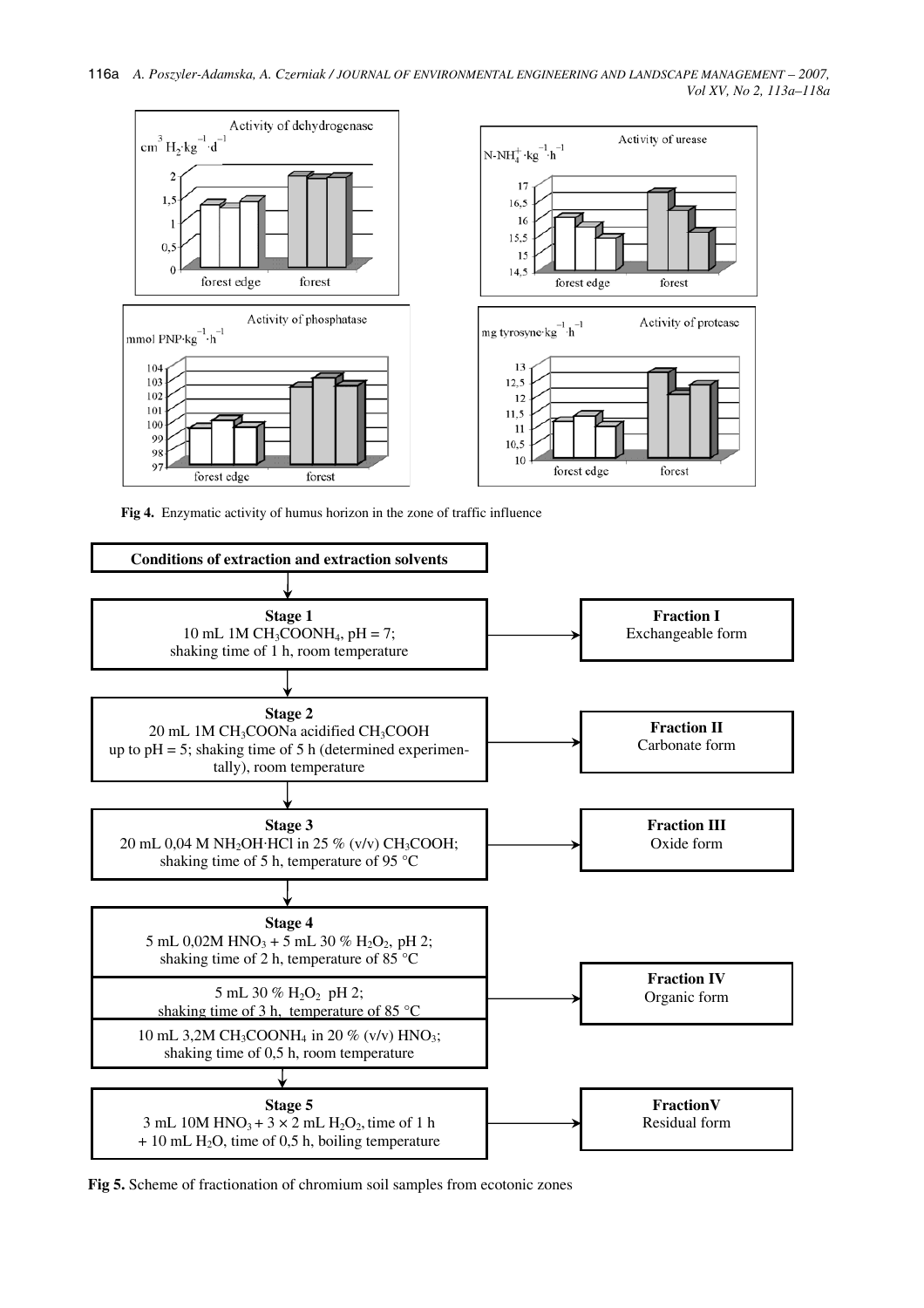Activity of dehydrogenase

$cm^3\ H_2 \cdot kg^{-1} \cdot d^{-1}$

forest edge, forest

Activity of urease

$N\text{-}NH_4^+ \cdot kg^{-1} \cdot h^{-1}$

forest edge, forest

Activity of phosphatase

mmol $PNP \cdot kg^{-1} \cdot h^{-1}$

forest edge, forest

Activity of protease

mg tyrosyne$\cdot kg^{-1} \cdot h^{-1}$

forest edge, forest

**Fig 4.** Enzymatic activity of humus horizon in the zone of traffic influence

**Conditions of extraction and extraction solvents**

**Stage 1**
10 mL 1M $CH_3COONH_4$, pH = 7;
shaking time of 1 h, room temperature
→ **Fraction I** Exchangeable form

**Stage 2**
20 mL 1M $CH_3COONa$ acidified $CH_3COOH$ up to pH = 5; shaking time of 5 h (determined experimentally), room temperature
→ **Fraction II** Carbonate form

**Stage 3**
20 mL 0,04 M $NH_2OH{\cdot}HCl$ in 25 % (v/v) $CH_3COOH$;
shaking time of 5 h, temperature of 95 °C
→ **Fraction III** Oxide form

**Stage 4**
5 mL 0,02M $HNO_3$ + 5 mL 30 % $H_2O_2$, pH 2;
shaking time of 2 h, temperature of 85 °C

5 mL 30 % $H_2O_2$ pH 2;
shaking time of 3 h, temperature of 85 °C

10 mL 3,2M $CH_3COONH_4$ in 20 % (v/v) $HNO_3$;
shaking time of 0,5 h, room temperature
→ **Fraction IV** Organic form

**Stage 5**
3 mL 10M $HNO_3$ + 3 × 2 mL $H_2O_2$, time of 1 h
+ 10 mL $H_2O$, time of 0,5 h, boiling temperature
→ **FractionV** Residual form

**Fig 5.** Scheme of fractionation of chromium soil samples from ecotonic zones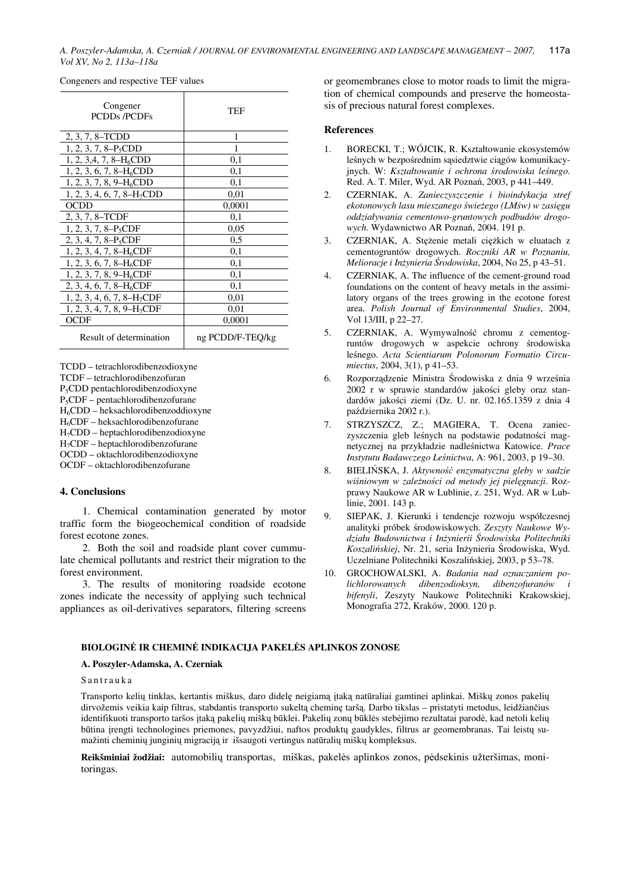Congeners and respective TEF values

| Congener PCDDs /PCDFs | TEF |
|---|---|
| 2, 3, 7, 8–TCDD | 1 |
| 1, 2, 3, 7, 8–$P_5$CDD | 1 |
| 1, 2, 3,4, 7, 8–$H_6$CDD | 0,1 |
| 1, 2, 3, 6, 7, 8–$H_6$CDD | 0,1 |
| 1, 2, 3, 7, 8, 9–$H_6$CDD | 0,1 |
| 1, 2, 3, 4, 6, 7, 8–$H_7$CDD | 0,01 |
| OCDD | 0,0001 |
| 2, 3, 7, 8–TCDF | 0,1 |
| 1, 2, 3, 7, 8–$P_5$CDF | 0,05 |
| 2, 3, 4, 7, 8–$P_5$CDF | 0,5 |
| 1, 2, 3, 4, 7, 8–$H_6$CDF | 0,1 |
| 1, 2, 3, 6, 7, 8–$H_6$CDF | 0,1 |
| 1, 2, 3, 7, 8, 9–$H_6$CDF | 0,1 |
| 2, 3, 4, 6, 7, 8–$H_6$CDF | 0,1 |
| 1, 2, 3, 4, 6, 7, 8–$H_7$CDF | 0,01 |
| 1, 2, 3, 4, 7, 8, 9–$H_7$CDF | 0,01 |
| OCDF | 0,0001 |
| Result of determination | ng PCDD/F-TEQ/kg |

TCDD – tetrachlorodibenzodioxyne
TCDF – tetrachlorodibenzofuran
$P_5$CDD pentachlorodibenzodioxyne
$P_5$CDF – pentachlorodibenzofurane
$H_6$CDD – heksachlorodibenzoddioxyne
$H_6$CDF – heksachlorodibenzofurane
$H_7$CDD – heptachlorodibenzodioxyne
$H_7$CDF – heptachlorodibenzofurane
OCDD – oktachlorodibenzodioxyne
OCDF – oktachlorodibenzofurane

## 4. Conclusions

1. Chemical contamination generated by motor traffic form the biogeochemical condition of roadside forest ecotone zones.

2. Both the soil and roadside plant cover cummulate chemical pollutants and restrict their migration to the forest environment.

3. The results of monitoring roadside ecotone zones indicate the necessity of applying such technical appliances as oil-derivatives separators, filtering screens or geomembranes close to motor roads to limit the migration of chemical compounds and preserve the homeostasis of precious natural forest complexes.

## References

1. BORECKI, T.; WÓJCIK, R. Kształtowanie ekosystemów leśnych w bezpośrednim sąsiedztwie ciągów komunikacyjnych. W: *Kształtowanie i ochrona środowiska leśnego*. Red. A. T. Miler, Wyd. AR Poznań, 2003, p 441–449.
2. CZERNIAK, A. *Zanieczyszczenie i bioindykacja stref ekotonowych lasu mieszanego świeżego (LMśw) w zasięgu oddziaływania cementowo-gruntowych podbudów drogowych.* Wydawnictwo AR Poznań, 2004. 191 p.
3. CZERNIAK, A. Stężenie metali ciężkich w eluatach z cementogruntów drogowych. *Roczniki AR w Poznaniu, Melioracje i Inżynieria Środowiska*, 2004, No 25, p 43–51.
4. CZERNIAK, A. The influence of the cement-ground road foundations on the content of heavy metals in the assimilatory organs of the trees growing in the ecotone forest area. *Polish Journal of Environmental Studies*, 2004, Vol 13/III, p 22–27.
5. CZERNIAK, A. Wymywalność chromu z cementogruntów drogowych w aspekcie ochrony środowiska leśnego. *Acta Scientiarum Polonorum Formatio Circumiectus*, 2004, 3(1), p 41–53.
6. Rozporządzenie Ministra Środowiska z dnia 9 września 2002 r w sprawie standardów jakości gleby oraz standardów jakości ziemi (Dz. U. nr. 02.165.1359 z dnia 4 października 2002 r.).
7. STRZYSZCZ, Z.; MAGIERA, T. Ocena zanieczyszczenia gleb leśnych na podstawie podatności magnetycznej na przykładzie nadleśnictwa Katowice. *Prace Instytutu Badawczego Leśnictwa*, A: 961, 2003, p 19–30.
8. BIELIŃSKA, J. *Aktywność enzymatyczna gleby w sadzie wiśniowym w zależności od metody jej pielęgnacji*. Rozprawy Naukowe AR w Lublinie, z. 251, Wyd. AR w Lublinie, 2001. 143 p.
9. SIEPAK, J. Kierunki i tendencje rozwoju współczesnej analityki próbek środowiskowych. *Zeszyty Naukowe Wydziału Budownictwa i Inżynierii Środowiska Politechniki Koszalińskiej*, Nr. 21, seria Inżynieria Środowiska, Wyd. Uczelniane Politechniki Koszalińskiej, 2003, p 53–78.
10. GROCHOWALSKI, A. *Badania nad oznaczaniem polichlorowanych dibenzodioksyn, dibenzofuranów i bifenyli*, Zeszyty Naukowe Politechniki Krakowskiej, Monografia 272, Kraków, 2000. 120 p.

## BIOLOGINĖ IR CHEMINĖ INDIKACIJA PAKELĖS APLINKOS ZONOSE

**A. Poszyler-Adamska, A. Czerniak**

S a n t r a u k a

Transporto kelių tinklas, kertantis miškus, daro didelę neigiamą įtaką natūraliai gamtinei aplinkai. Miškų zonos pakelių dirvožemis veikia kaip filtras, stabdantis transporto sukeltą cheminę taršą. Darbo tikslas – pristatyti metodus, leidžiančius identifikuoti transporto taršos įtaką pakelių miškų būklei. Pakelių zonų būklės stebėjimo rezultatai parodė, kad netoli kelių būtina įrengti technologines priemones, pavyzdžiui, naftos produktų gaudykles, filtrus ar geomembranas. Tai leistų sumažinti cheminių junginių migraciją ir išsaugoti vertingus natūralių miškų kompleksus.

**Reikšminiai žodžiai:** automobilių transportas, miškas, pakelės aplinkos zonos, pėdsekinis užteršimas, monitoringas.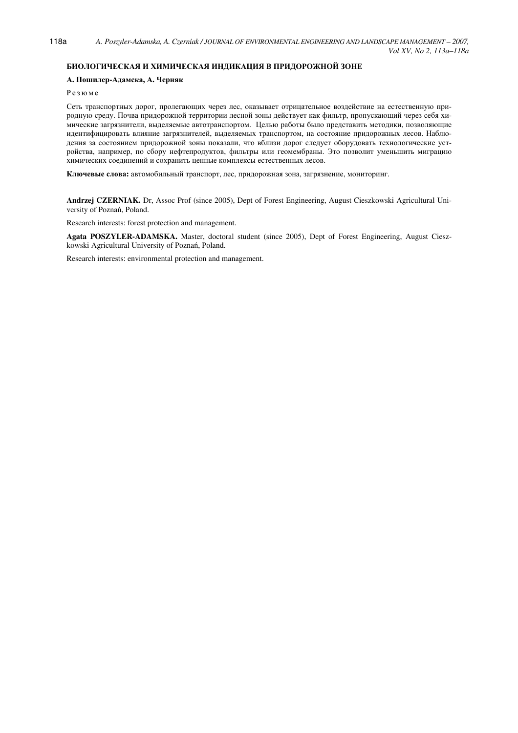## БИОЛОГИЧЕСКАЯ И ХИМИЧЕСКАЯ ИНДИКАЦИЯ В ПРИДОРОЖНОЙ ЗОНЕ

**А. Пошилер-Адамска, А. Черняк**

Резюме

Сеть транспортных дорог, пролегающих через лес, оказывает отрицательное воздействие на естественную природную среду. Почва придорожной территории лесной зоны действует как фильтр, пропускающий через себя химические загрязнители, выделяемые автотранспортом. Целью работы было представить методики, позволяющие идентифицировать влияние загрязнителей, выделяемых транспортом, на состояние придорожных лесов. Наблюдения за состоянием придорожной зоны показали, что вблизи дорог следует оборудовать технологические устройства, например, по сбору нефтепродуктов, фильтры или геомембраны. Это позволит уменьшить миграцию химических соединений и сохранить ценные комплексы естественных лесов.

**Ключевые слова:** автомобильный транспорт, лес, придорожная зона, загрязнение, мониторинг.

**Andrzej CZERNIAK.** Dr, Assoc Prof (since 2005), Dept of Forest Engineering, August Cieszkowski Agricultural University of Poznań, Poland.

Research interests: forest protection and management.

**Agata POSZYLER-ADAMSKA.** Master, doctoral student (since 2005), Dept of Forest Engineering, August Cieszkowski Agricultural University of Poznań, Poland.

Research interests: environmental protection and management.